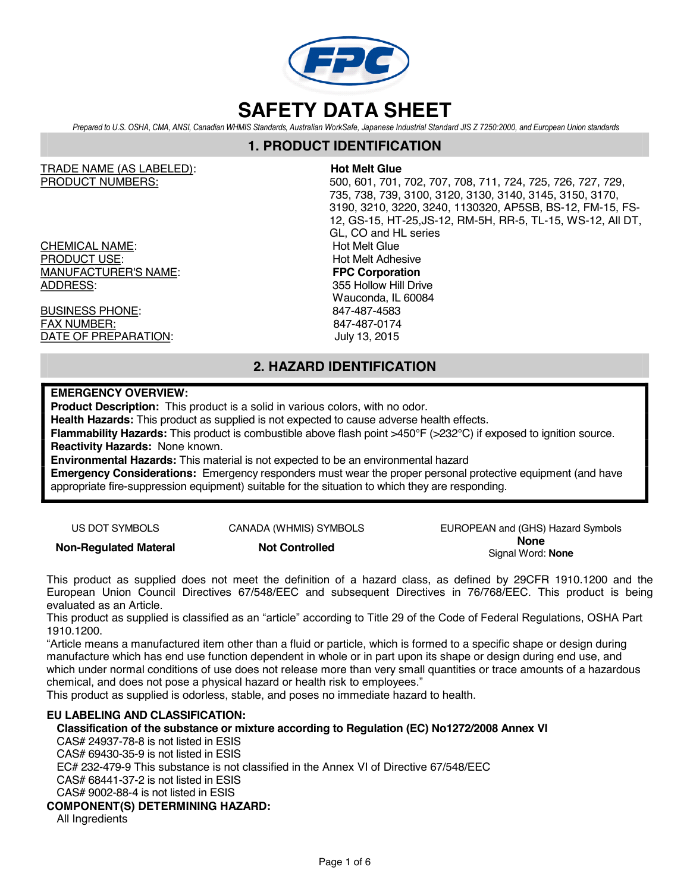# SAFETY DATA SHEET

*Prepared to U.S. OSHA, CMA, ANSI, Canadian WHMIS Standards, Australian WorkSafe, Japanese Industrial Standard JIS Z 7250:2000, and European Union standards*

## 1. PRODUCT IDENTIFICATION

| | |
|---|---|
| TRADE NAME (AS LABELED): | **Hot Melt Glue** |
| PRODUCT NUMBERS: | 500, 601, 701, 702, 707, 708, 711, 724, 725, 726, 727, 729, 735, 738, 739, 3100, 3120, 3130, 3140, 3145, 3150, 3170, 3190, 3210, 3220, 3240, 1130320, AP5SB, BS-12, FM-15, FS-12, GS-15, HT-25,JS-12, RM-5H, RR-5, TL-15, WS-12, All DT, GL, CO and HL series |
| CHEMICAL NAME: | Hot Melt Glue |
| PRODUCT USE: | Hot Melt Adhesive |
| MANUFACTURER'S NAME: | **FPC Corporation** |
| ADDRESS: | 355 Hollow Hill Drive<br>Wauconda, IL 60084 |
| BUSINESS PHONE: | 847-487-4583 |
| FAX NUMBER: | 847-487-0174 |
| DATE OF PREPARATION: | July 13, 2015 |

## 2. HAZARD IDENTIFICATION

**EMERGENCY OVERVIEW:**

**Product Description:** This product is a solid in various colors, with no odor.

**Health Hazards:** This product as supplied is not expected to cause adverse health effects.

**Flammability Hazards:** This product is combustible above flash point >450°F (>232°C) if exposed to ignition source.

**Reactivity Hazards:** None known.

**Environmental Hazards:** This material is not expected to be an environmental hazard

**Emergency Considerations:** Emergency responders must wear the proper personal protective equipment (and have appropriate fire-suppression equipment) suitable for the situation to which they are responding.

| US DOT SYMBOLS | CANADA (WHMIS) SYMBOLS | EUROPEAN and (GHS) Hazard Symbols |
|---|---|---|
| **Non-Regulated Materal** | **Not Controlled** | **None**<br>Signal Word: **None** |

This product as supplied does not meet the definition of a hazard class, as defined by 29CFR 1910.1200 and the European Union Council Directives 67/548/EEC and subsequent Directives in 76/768/EEC. This product is being evaluated as an Article.

This product as supplied is classified as an "article" according to Title 29 of the Code of Federal Regulations, OSHA Part 1910.1200.

"Article means a manufactured item other than a fluid or particle, which is formed to a specific shape or design during manufacture which has end use function dependent in whole or in part upon its shape or design during end use, and which under normal conditions of use does not release more than very small quantities or trace amounts of a hazardous chemical, and does not pose a physical hazard or health risk to employees."

This product as supplied is odorless, stable, and poses no immediate hazard to health.

**EU LABELING AND CLASSIFICATION:**

**Classification of the substance or mixture according to Regulation (EC) No1272/2008 Annex VI**

CAS# 24937-78-8 is not listed in ESIS
CAS# 69430-35-9 is not listed in ESIS
EC# 232-479-9 This substance is not classified in the Annex VI of Directive 67/548/EEC
CAS# 68441-37-2 is not listed in ESIS
CAS# 9002-88-4 is not listed in ESIS

**COMPONENT(S) DETERMINING HAZARD:**

All Ingredients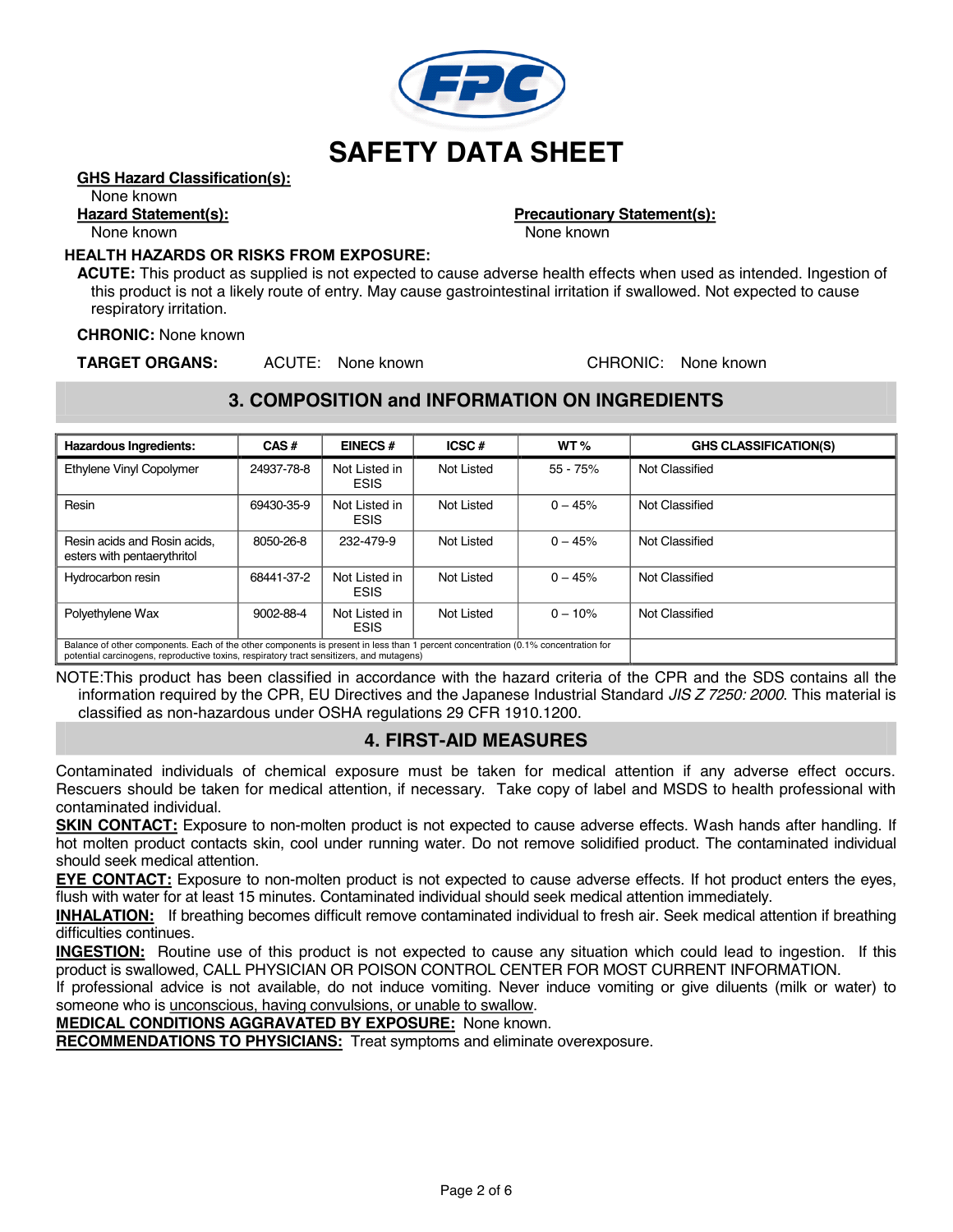# SAFETY DATA SHEET

**GHS Hazard Classification(s):**
None known

**Hazard Statement(s):**
None known

**Precautionary Statement(s):**
None known

**HEALTH HAZARDS OR RISKS FROM EXPOSURE:**

**ACUTE:** This product as supplied is not expected to cause adverse health effects when used as intended. Ingestion of this product is not a likely route of entry. May cause gastrointestinal irritation if swallowed. Not expected to cause respiratory irritation.

**CHRONIC:** None known

**TARGET ORGANS:** ACUTE: None known CHRONIC: None known

## 3. COMPOSITION and INFORMATION ON INGREDIENTS

| Hazardous Ingredients: | CAS # | EINECS # | ICSC # | WT % | GHS CLASSIFICATION(S) |
|---|---|---|---|---|---|
| Ethylene Vinyl Copolymer | 24937-78-8 | Not Listed in ESIS | Not Listed | 55 - 75% | Not Classified |
| Resin | 69430-35-9 | Not Listed in ESIS | Not Listed | 0 – 45% | Not Classified |
| Resin acids and Rosin acids, esters with pentaerythritol | 8050-26-8 | 232-479-9 | Not Listed | 0 – 45% | Not Classified |
| Hydrocarbon resin | 68441-37-2 | Not Listed in ESIS | Not Listed | 0 – 45% | Not Classified |
| Polyethylene Wax | 9002-88-4 | Not Listed in ESIS | Not Listed | 0 – 10% | Not Classified |
| Balance of other components. Each of the other components is present in less than 1 percent concentration (0.1% concentration for potential carcinogens, reproductive toxins, respiratory tract sensitizers, and mutagens) | | | | | |

NOTE:This product has been classified in accordance with the hazard criteria of the CPR and the SDS contains all the information required by the CPR, EU Directives and the Japanese Industrial Standard *JIS Z 7250: 2000*. This material is classified as non-hazardous under OSHA regulations 29 CFR 1910.1200.

## 4. FIRST-AID MEASURES

Contaminated individuals of chemical exposure must be taken for medical attention if any adverse effect occurs. Rescuers should be taken for medical attention, if necessary. Take copy of label and MSDS to health professional with contaminated individual.

**SKIN CONTACT:** Exposure to non-molten product is not expected to cause adverse effects. Wash hands after handling. If hot molten product contacts skin, cool under running water. Do not remove solidified product. The contaminated individual should seek medical attention.

**EYE CONTACT:** Exposure to non-molten product is not expected to cause adverse effects. If hot product enters the eyes, flush with water for at least 15 minutes. Contaminated individual should seek medical attention immediately.

**INHALATION:** If breathing becomes difficult remove contaminated individual to fresh air. Seek medical attention if breathing difficulties continues.

**INGESTION:** Routine use of this product is not expected to cause any situation which could lead to ingestion. If this product is swallowed, CALL PHYSICIAN OR POISON CONTROL CENTER FOR MOST CURRENT INFORMATION.
If professional advice is not available, do not induce vomiting. Never induce vomiting or give diluents (milk or water) to someone who is unconscious, having convulsions, or unable to swallow.

**MEDICAL CONDITIONS AGGRAVATED BY EXPOSURE:** None known.

**RECOMMENDATIONS TO PHYSICIANS:** Treat symptoms and eliminate overexposure.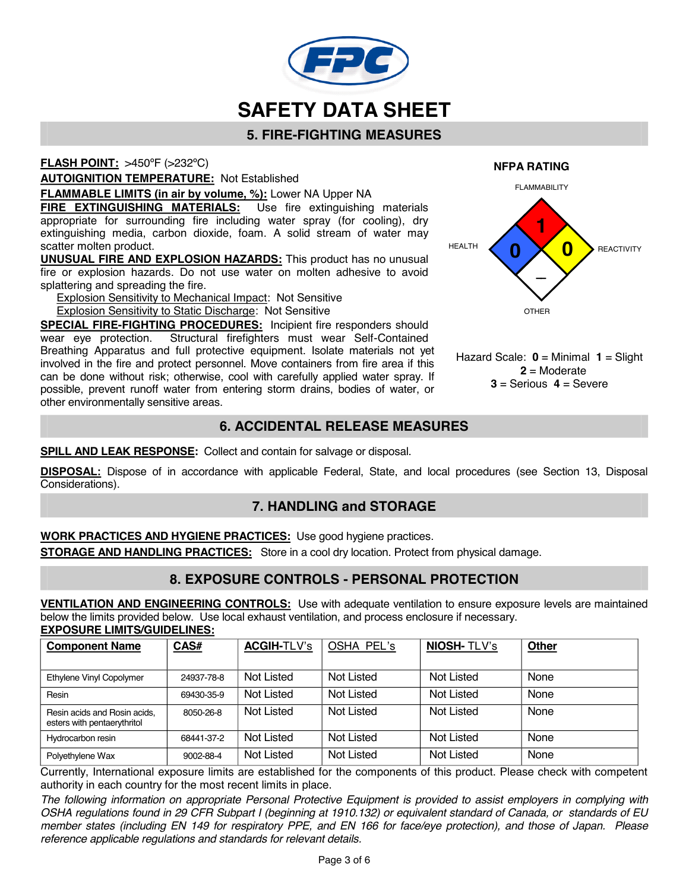# SAFETY DATA SHEET

## 5. FIRE-FIGHTING MEASURES

**FLASH POINT:** >450ºF (>232ºC)

**AUTOIGNITION TEMPERATURE:** Not Established

**FLAMMABLE LIMITS (in air by volume, %):** Lower NA Upper NA

**FIRE EXTINGUISHING MATERIALS:** Use fire extinguishing materials appropriate for surrounding fire including water spray (for cooling), dry extinguishing media, carbon dioxide, foam. A solid stream of water may scatter molten product.

**UNUSUAL FIRE AND EXPLOSION HAZARDS:** This product has no unusual fire or explosion hazards. Do not use water on molten adhesive to avoid splattering and spreading the fire.

Explosion Sensitivity to Mechanical Impact: Not Sensitive

Explosion Sensitivity to Static Discharge: Not Sensitive

**SPECIAL FIRE-FIGHTING PROCEDURES:** Incipient fire responders should wear eye protection. Structural firefighters must wear Self-Contained Breathing Apparatus and full protective equipment. Isolate materials not yet involved in the fire and protect personnel. Move containers from fire area if this can be done without risk; otherwise, cool with carefully applied water spray. If possible, prevent runoff water from entering storm drains, bodies of water, or other environmentally sensitive areas.

**NFPA RATING**

- FLAMMABILITY: 1
- HEALTH: 0
- REACTIVITY: 0
- OTHER: –

Hazard Scale: **0** = Minimal **1** = Slight **2** = Moderate **3** = Serious **4** = Severe

## 6. ACCIDENTAL RELEASE MEASURES

**SPILL AND LEAK RESPONSE:** Collect and contain for salvage or disposal.

**DISPOSAL:** Dispose of in accordance with applicable Federal, State, and local procedures (see Section 13, Disposal Considerations).

## 7. HANDLING and STORAGE

**WORK PRACTICES AND HYGIENE PRACTICES:** Use good hygiene practices.

**STORAGE AND HANDLING PRACTICES:** Store in a cool dry location. Protect from physical damage.

## 8. EXPOSURE CONTROLS - PERSONAL PROTECTION

**VENTILATION AND ENGINEERING CONTROLS:** Use with adequate ventilation to ensure exposure levels are maintained below the limits provided below. Use local exhaust ventilation, and process enclosure if necessary.

**EXPOSURE LIMITS/GUIDELINES:**

| Component Name | CAS# | ACGIH-TLV's | OSHA PEL's | NIOSH- TLV's | Other |
|---|---|---|---|---|---|
| Ethylene Vinyl Copolymer | 24937-78-8 | Not Listed | Not Listed | Not Listed | None |
| Resin | 69430-35-9 | Not Listed | Not Listed | Not Listed | None |
| Resin acids and Rosin acids, esters with pentaerythritol | 8050-26-8 | Not Listed | Not Listed | Not Listed | None |
| Hydrocarbon resin | 68441-37-2 | Not Listed | Not Listed | Not Listed | None |
| Polyethylene Wax | 9002-88-4 | Not Listed | Not Listed | Not Listed | None |

Currently, International exposure limits are established for the components of this product. Please check with competent authority in each country for the most recent limits in place.

*The following information on appropriate Personal Protective Equipment is provided to assist employers in complying with OSHA regulations found in 29 CFR Subpart I (beginning at 1910.132) or equivalent standard of Canada, or standards of EU member states (including EN 149 for respiratory PPE, and EN 166 for face/eye protection), and those of Japan. Please reference applicable regulations and standards for relevant details.*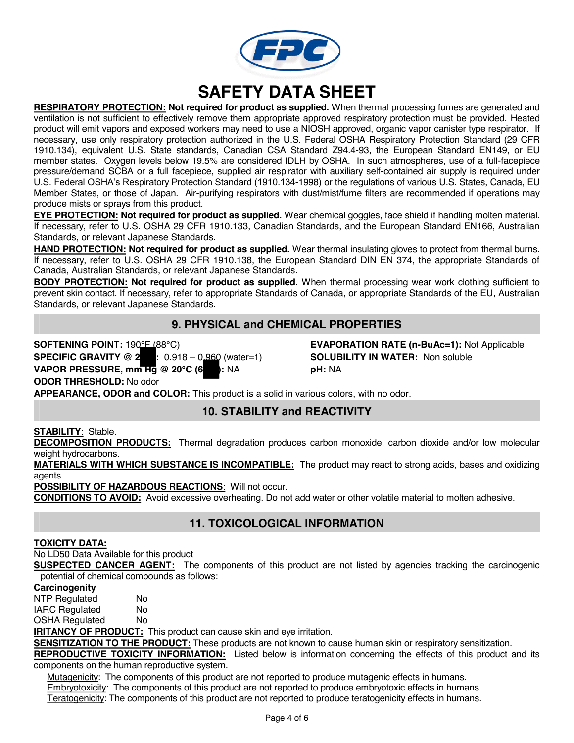# SAFETY DATA SHEET

**RESPIRATORY PROTECTION: Not required for product as supplied.** When thermal processing fumes are generated and ventilation is not sufficient to effectively remove them appropriate approved respiratory protection must be provided. Heated product will emit vapors and exposed workers may need to use a NIOSH approved, organic vapor canister type respirator. If necessary, use only respiratory protection authorized in the U.S. Federal OSHA Respiratory Protection Standard (29 CFR 1910.134), equivalent U.S. State standards, Canadian CSA Standard Z94.4-93, the European Standard EN149, or EU member states. Oxygen levels below 19.5% are considered IDLH by OSHA. In such atmospheres, use of a full-facepiece pressure/demand SCBA or a full facepiece, supplied air respirator with auxiliary self-contained air supply is required under U.S. Federal OSHA's Respiratory Protection Standard (1910.134-1998) or the regulations of various U.S. States, Canada, EU Member States, or those of Japan. Air-purifying respirators with dust/mist/fume filters are recommended if operations may produce mists or sprays from this product.

**EYE PROTECTION: Not required for product as supplied.** Wear chemical goggles, face shield if handling molten material. If necessary, refer to U.S. OSHA 29 CFR 1910.133, Canadian Standards, and the European Standard EN166, Australian Standards, or relevant Japanese Standards.

**HAND PROTECTION: Not required for product as supplied.** Wear thermal insulating gloves to protect from thermal burns. If necessary, refer to U.S. OSHA 29 CFR 1910.138, the European Standard DIN EN 374, the appropriate Standards of Canada, Australian Standards, or relevant Japanese Standards.

**BODY PROTECTION: Not required for product as supplied.** When thermal processing wear work clothing sufficient to prevent skin contact. If necessary, refer to appropriate Standards of Canada, or appropriate Standards of the EU, Australian Standards, or relevant Japanese Standards.

## 9. PHYSICAL and CHEMICAL PROPERTIES

**SOFTENING POINT:** 190°F (88°C)

**SPECIFIC GRAVITY @ 2█ █:** 0.918 – 0.960 (water=1)

**VAPOR PRESSURE, mm Hg @ 20°C (6█ █):** NA

**ODOR THRESHOLD:** No odor

**EVAPORATION RATE (n-BuAc=1):** Not Applicable

**SOLUBILITY IN WATER:** Non soluble

**pH:** NA

**APPEARANCE, ODOR and COLOR:** This product is a solid in various colors, with no odor.

## 10. STABILITY and REACTIVITY

**STABILITY**: Stable.

**DECOMPOSITION PRODUCTS:** Thermal degradation produces carbon monoxide, carbon dioxide and/or low molecular weight hydrocarbons.

**MATERIALS WITH WHICH SUBSTANCE IS INCOMPATIBLE:** The product may react to strong acids, bases and oxidizing agents.

**POSSIBILITY OF HAZARDOUS REACTIONS**: Will not occur.

**CONDITIONS TO AVOID:** Avoid excessive overheating. Do not add water or other volatile material to molten adhesive.

## 11. TOXICOLOGICAL INFORMATION

**TOXICITY DATA:**

No LD50 Data Available for this product

**SUSPECTED CANCER AGENT:** The components of this product are not listed by agencies tracking the carcinogenic potential of chemical compounds as follows:

**Carcinogenity**

| | |
|---|---|
| NTP Regulated | No |
| IARC Regulated | No |
| OSHA Regulated | No |

**IRITANCY OF PRODUCT:** This product can cause skin and eye irritation.

**SENSITIZATION TO THE PRODUCT:** These products are not known to cause human skin or respiratory sensitization.

**REPRODUCTIVE TOXICITY INFORMATION:** Listed below is information concerning the effects of this product and its components on the human reproductive system.

Mutagenicity: The components of this product are not reported to produce mutagenic effects in humans.

Embryotoxicity: The components of this product are not reported to produce embryotoxic effects in humans.

Teratogenicity: The components of this product are not reported to produce teratogenicity effects in humans.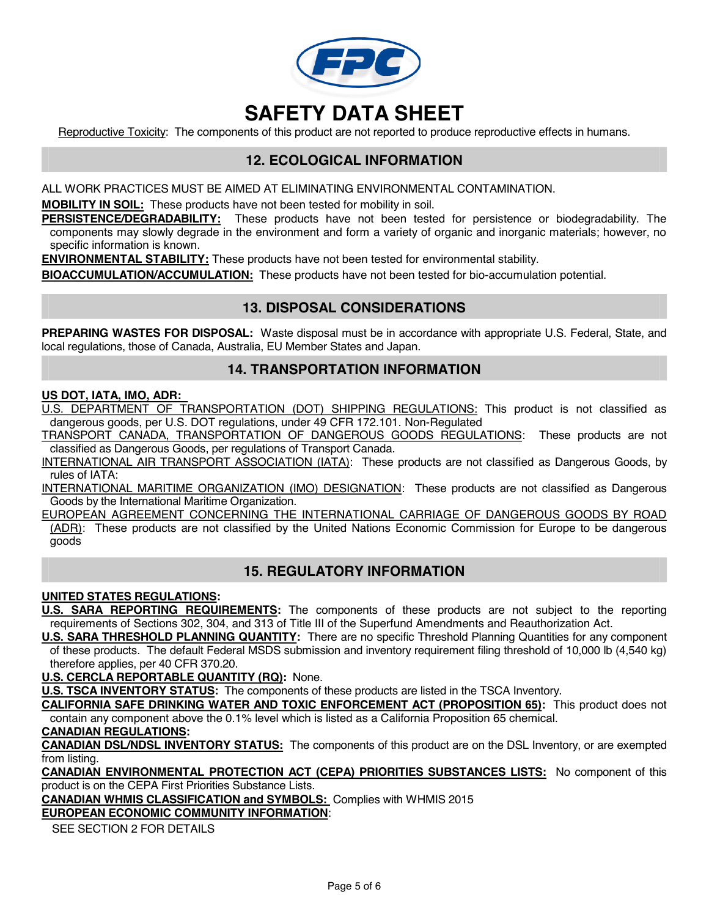Reproductive Toxicity: The components of this product are not reported to produce reproductive effects in humans.

## 12. ECOLOGICAL INFORMATION

ALL WORK PRACTICES MUST BE AIMED AT ELIMINATING ENVIRONMENTAL CONTAMINATION.

**MOBILITY IN SOIL:** These products have not been tested for mobility in soil.

**PERSISTENCE/DEGRADABILITY:** These products have not been tested for persistence or biodegradability. The components may slowly degrade in the environment and form a variety of organic and inorganic materials; however, no specific information is known.

**ENVIRONMENTAL STABILITY:** These products have not been tested for environmental stability.

**BIOACCUMULATION/ACCUMULATION:** These products have not been tested for bio-accumulation potential.

## 13. DISPOSAL CONSIDERATIONS

**PREPARING WASTES FOR DISPOSAL:** Waste disposal must be in accordance with appropriate U.S. Federal, State, and local regulations, those of Canada, Australia, EU Member States and Japan.

## 14. TRANSPORTATION INFORMATION

**US DOT, IATA, IMO, ADR:**

U.S. DEPARTMENT OF TRANSPORTATION (DOT) SHIPPING REGULATIONS: This product is not classified as dangerous goods, per U.S. DOT regulations, under 49 CFR 172.101. Non-Regulated

TRANSPORT CANADA, TRANSPORTATION OF DANGEROUS GOODS REGULATIONS: These products are not classified as Dangerous Goods, per regulations of Transport Canada.

INTERNATIONAL AIR TRANSPORT ASSOCIATION (IATA): These products are not classified as Dangerous Goods, by rules of IATA:

INTERNATIONAL MARITIME ORGANIZATION (IMO) DESIGNATION: These products are not classified as Dangerous Goods by the International Maritime Organization.

EUROPEAN AGREEMENT CONCERNING THE INTERNATIONAL CARRIAGE OF DANGEROUS GOODS BY ROAD (ADR): These products are not classified by the United Nations Economic Commission for Europe to be dangerous goods

## 15. REGULATORY INFORMATION

**UNITED STATES REGULATIONS:**

**U.S. SARA REPORTING REQUIREMENTS:** The components of these products are not subject to the reporting requirements of Sections 302, 304, and 313 of Title III of the Superfund Amendments and Reauthorization Act.

**U.S. SARA THRESHOLD PLANNING QUANTITY:** There are no specific Threshold Planning Quantities for any component of these products. The default Federal MSDS submission and inventory requirement filing threshold of 10,000 lb (4,540 kg) therefore applies, per 40 CFR 370.20.

**U.S. CERCLA REPORTABLE QUANTITY (RQ):** None.

**U.S. TSCA INVENTORY STATUS:** The components of these products are listed in the TSCA Inventory.

**CALIFORNIA SAFE DRINKING WATER AND TOXIC ENFORCEMENT ACT (PROPOSITION 65):** This product does not contain any component above the 0.1% level which is listed as a California Proposition 65 chemical.

**CANADIAN REGULATIONS:**

**CANADIAN DSL/NDSL INVENTORY STATUS:** The components of this product are on the DSL Inventory, or are exempted from listing.

**CANADIAN ENVIRONMENTAL PROTECTION ACT (CEPA) PRIORITIES SUBSTANCES LISTS:** No component of this product is on the CEPA First Priorities Substance Lists.

**CANADIAN WHMIS CLASSIFICATION and SYMBOLS:** Complies with WHMIS 2015

**EUROPEAN ECONOMIC COMMUNITY INFORMATION**:

SEE SECTION 2 FOR DETAILS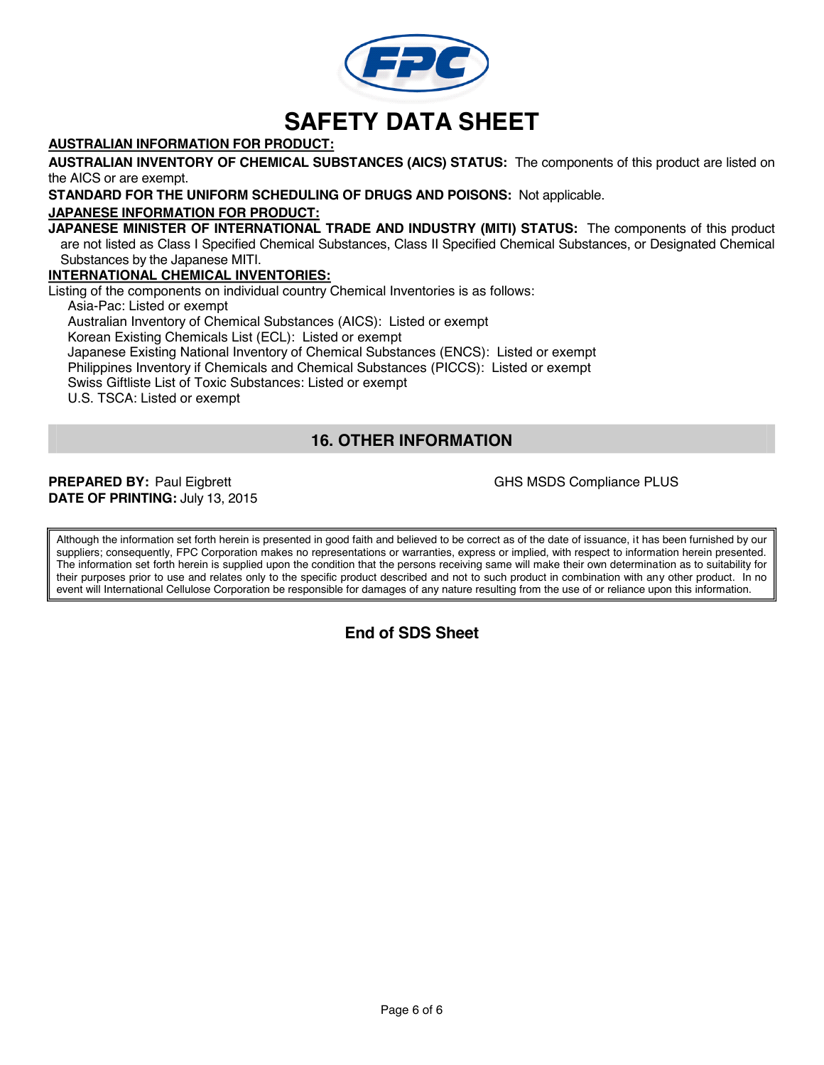# SAFETY DATA SHEET

**AUSTRALIAN INFORMATION FOR PRODUCT:**

**AUSTRALIAN INVENTORY OF CHEMICAL SUBSTANCES (AICS) STATUS:** The components of this product are listed on the AICS or are exempt.

**STANDARD FOR THE UNIFORM SCHEDULING OF DRUGS AND POISONS:** Not applicable.

**JAPANESE INFORMATION FOR PRODUCT:**

**JAPANESE MINISTER OF INTERNATIONAL TRADE AND INDUSTRY (MITI) STATUS:** The components of this product are not listed as Class I Specified Chemical Substances, Class II Specified Chemical Substances, or Designated Chemical Substances by the Japanese MITI.

**INTERNATIONAL CHEMICAL INVENTORIES:**

Listing of the components on individual country Chemical Inventories is as follows:

- Asia-Pac: Listed or exempt
- Australian Inventory of Chemical Substances (AICS): Listed or exempt
- Korean Existing Chemicals List (ECL): Listed or exempt
- Japanese Existing National Inventory of Chemical Substances (ENCS): Listed or exempt
- Philippines Inventory if Chemicals and Chemical Substances (PICCS): Listed or exempt
- Swiss Giftliste List of Toxic Substances: Listed or exempt
- U.S. TSCA: Listed or exempt

## 16. OTHER INFORMATION

**PREPARED BY:** Paul Eigbrett

**DATE OF PRINTING:** July 13, 2015

GHS MSDS Compliance PLUS

Although the information set forth herein is presented in good faith and believed to be correct as of the date of issuance, it has been furnished by our suppliers; consequently, FPC Corporation makes no representations or warranties, express or implied, with respect to information herein presented. The information set forth herein is supplied upon the condition that the persons receiving same will make their own determination as to suitability for their purposes prior to use and relates only to the specific product described and not to such product in combination with any other product. In no event will International Cellulose Corporation be responsible for damages of any nature resulting from the use of or reliance upon this information.

**End of SDS Sheet**